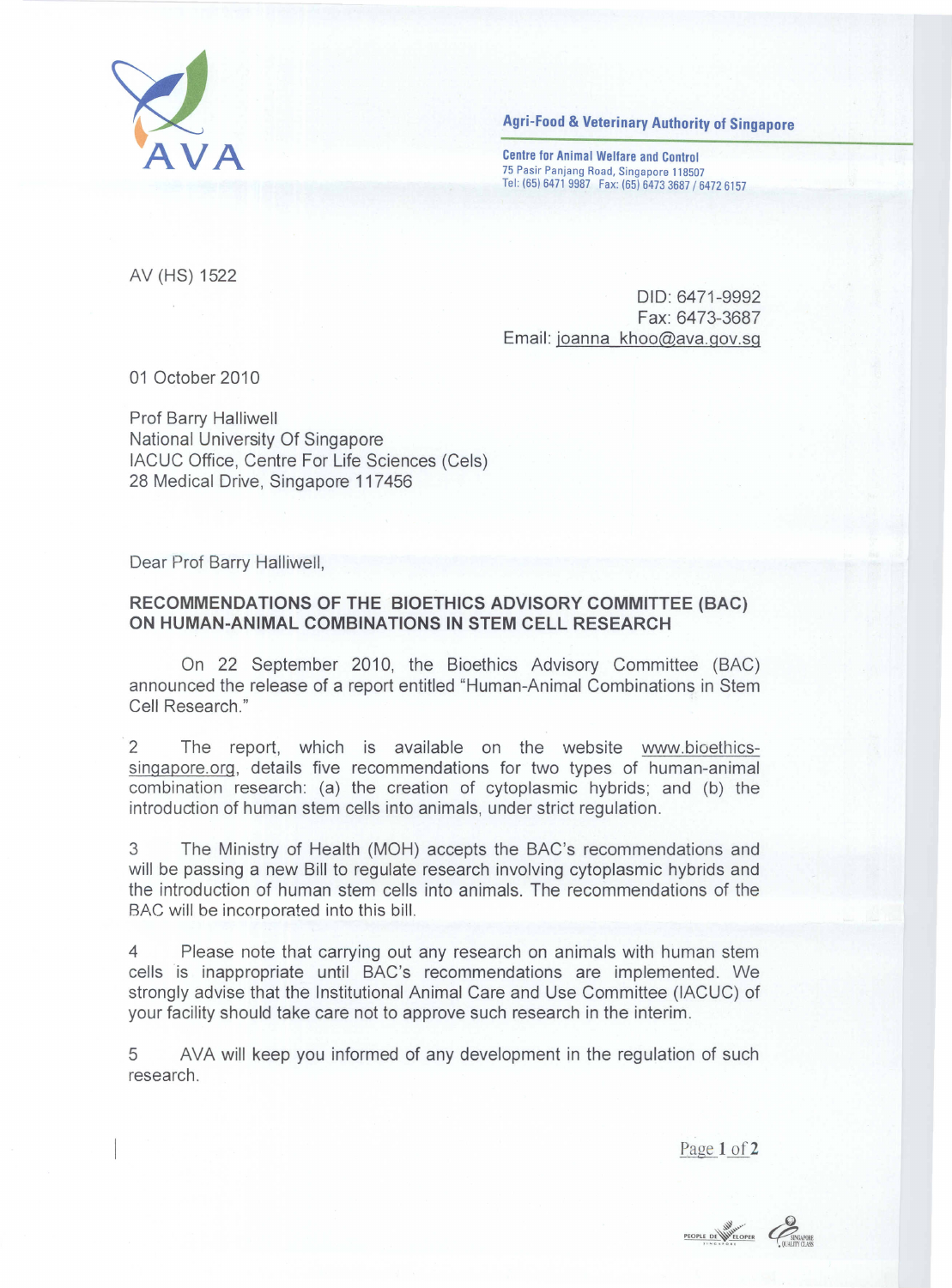AVA

**Agri-Food & Veterinary Authority of Singapore**

**Centre for Animal Welfare and Control**
75 Pasir Panjang Road, Singapore 118507
Tel: (65) 6471 9987 Fax: (65) 6473 3687 / 6472 6157

AV (HS) 1522

DID: 6471-9992
Fax: 6473-3687
Email: joanna_khoo@ava.gov.sg

01 October 2010

Prof Barry Halliwell
National University Of Singapore
IACUC Office, Centre For Life Sciences (Cels)
28 Medical Drive, Singapore 117456

Dear Prof Barry Halliwell,

**RECOMMENDATIONS OF THE BIOETHICS ADVISORY COMMITTEE (BAC) ON HUMAN-ANIMAL COMBINATIONS IN STEM CELL RESEARCH**

On 22 September 2010, the Bioethics Advisory Committee (BAC) announced the release of a report entitled "Human-Animal Combinations in Stem Cell Research."

2 The report, which is available on the website www.bioethics-singapore.org, details five recommendations for two types of human-animal combination research: (a) the creation of cytoplasmic hybrids; and (b) the introduction of human stem cells into animals, under strict regulation.

3 The Ministry of Health (MOH) accepts the BAC's recommendations and will be passing a new Bill to regulate research involving cytoplasmic hybrids and the introduction of human stem cells into animals. The recommendations of the BAC will be incorporated into this bill.

4 Please note that carrying out any research on animals with human stem cells is inappropriate until BAC's recommendations are implemented. We strongly advise that the Institutional Animal Care and Use Committee (IACUC) of your facility should take care not to approve such research in the interim.

5 AVA will keep you informed of any development in the regulation of such research.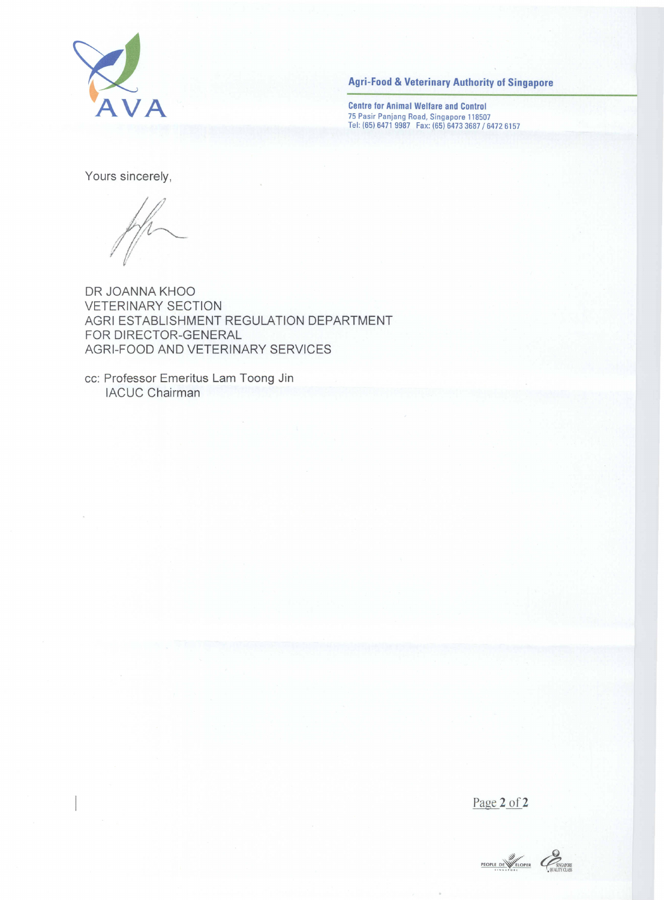Agri-Food & Veterinary Authority of Singapore

Centre for Animal Welfare and Control
75 Pasir Panjang Road, Singapore 118507
Tel: (65) 6471 9987 Fax: (65) 6473 3687 / 6472 6157

Yours sincerely,

DR JOANNA KHOO
VETERINARY SECTION
AGRI ESTABLISHMENT REGULATION DEPARTMENT
FOR DIRECTOR-GENERAL
AGRI-FOOD AND VETERINARY SERVICES

cc: Professor Emeritus Lam Toong Jin
IACUC Chairman